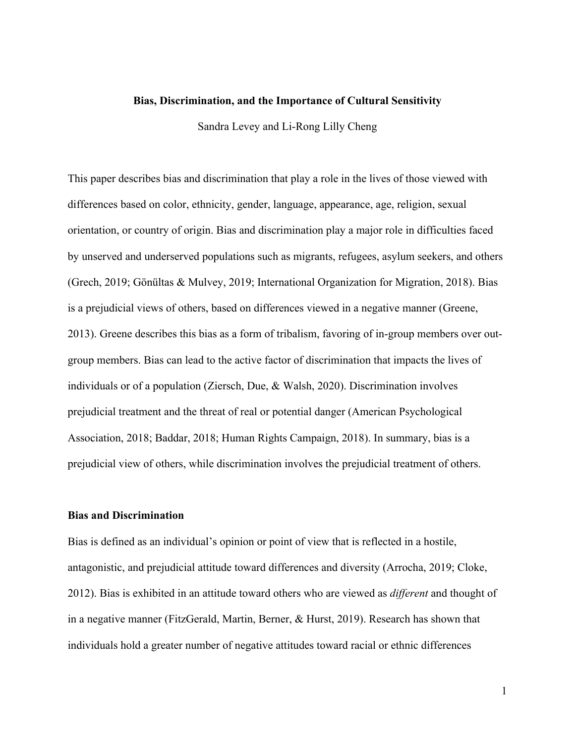# Bias, Discrimination, and the Importance of Cultural Sensitivity

Sandra Levey and Li-Rong Lilly Cheng

This paper describes bias and discrimination that play a role in the lives of those viewed with differences based on color, ethnicity, gender, language, appearance, age, religion, sexual orientation, or country of origin. Bias and discrimination play a major role in difficulties faced by unserved and underserved populations such as migrants, refugees, asylum seekers, and others (Grech, 2019; Gönültas & Mulvey, 2019; International Organization for Migration, 2018). Bias is a prejudicial views of others, based on differences viewed in a negative manner (Greene, 2013). Greene describes this bias as a form of tribalism, favoring of in-group members over out-group members. Bias can lead to the active factor of discrimination that impacts the lives of individuals or of a population (Ziersch, Due, & Walsh, 2020). Discrimination involves prejudicial treatment and the threat of real or potential danger (American Psychological Association, 2018; Baddar, 2018; Human Rights Campaign, 2018). In summary, bias is a prejudicial view of others, while discrimination involves the prejudicial treatment of others.

## Bias and Discrimination

Bias is defined as an individual's opinion or point of view that is reflected in a hostile, antagonistic, and prejudicial attitude toward differences and diversity (Arrocha, 2019; Cloke, 2012). Bias is exhibited in an attitude toward others who are viewed as *different* and thought of in a negative manner (FitzGerald, Martin, Berner, & Hurst, 2019). Research has shown that individuals hold a greater number of negative attitudes toward racial or ethnic differences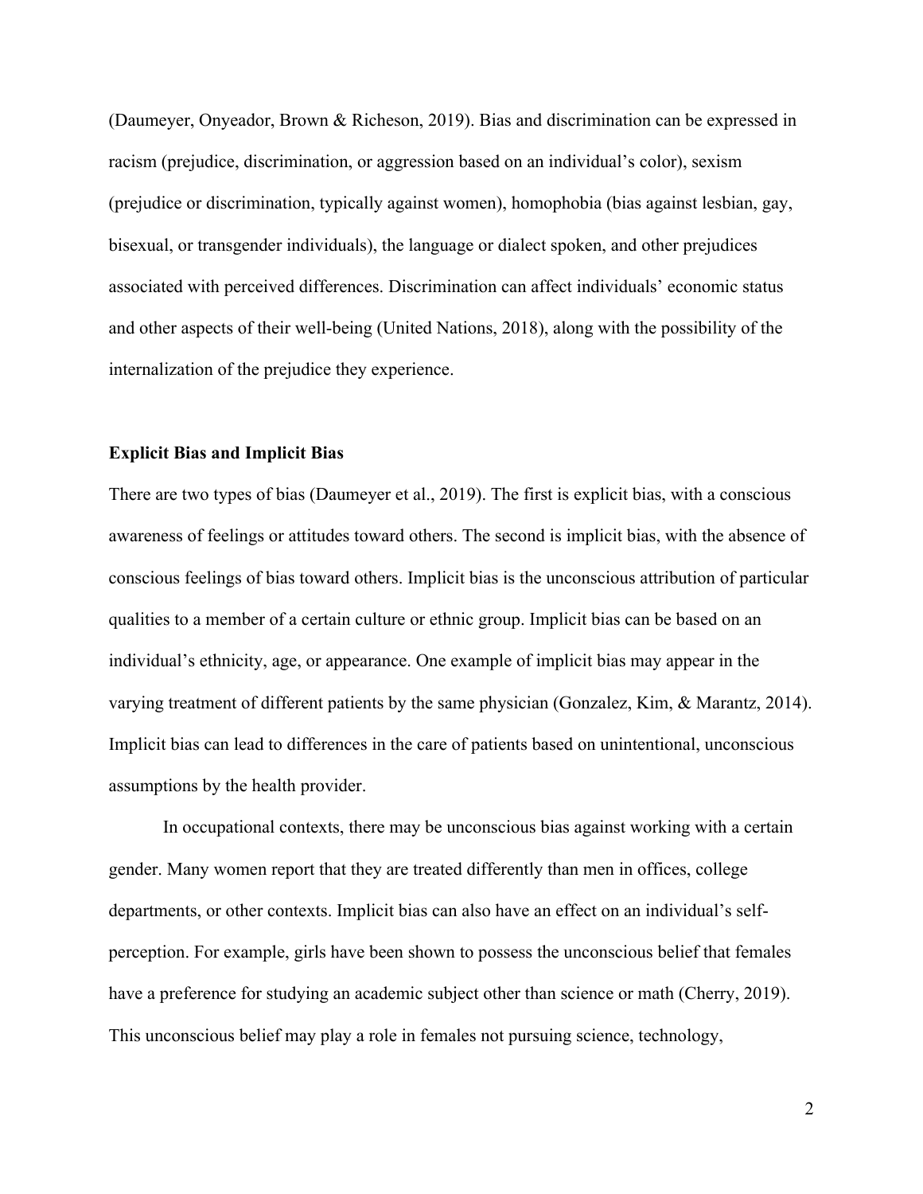(Daumeyer, Onyeador, Brown & Richeson, 2019). Bias and discrimination can be expressed in racism (prejudice, discrimination, or aggression based on an individual's color), sexism (prejudice or discrimination, typically against women), homophobia (bias against lesbian, gay, bisexual, or transgender individuals), the language or dialect spoken, and other prejudices associated with perceived differences. Discrimination can affect individuals' economic status and other aspects of their well-being (United Nations, 2018), along with the possibility of the internalization of the prejudice they experience.

**Explicit Bias and Implicit Bias**

There are two types of bias (Daumeyer et al., 2019). The first is explicit bias, with a conscious awareness of feelings or attitudes toward others. The second is implicit bias, with the absence of conscious feelings of bias toward others. Implicit bias is the unconscious attribution of particular qualities to a member of a certain culture or ethnic group. Implicit bias can be based on an individual's ethnicity, age, or appearance. One example of implicit bias may appear in the varying treatment of different patients by the same physician (Gonzalez, Kim, & Marantz, 2014). Implicit bias can lead to differences in the care of patients based on unintentional, unconscious assumptions by the health provider.

In occupational contexts, there may be unconscious bias against working with a certain gender. Many women report that they are treated differently than men in offices, college departments, or other contexts. Implicit bias can also have an effect on an individual's self-perception. For example, girls have been shown to possess the unconscious belief that females have a preference for studying an academic subject other than science or math (Cherry, 2019). This unconscious belief may play a role in females not pursuing science, technology,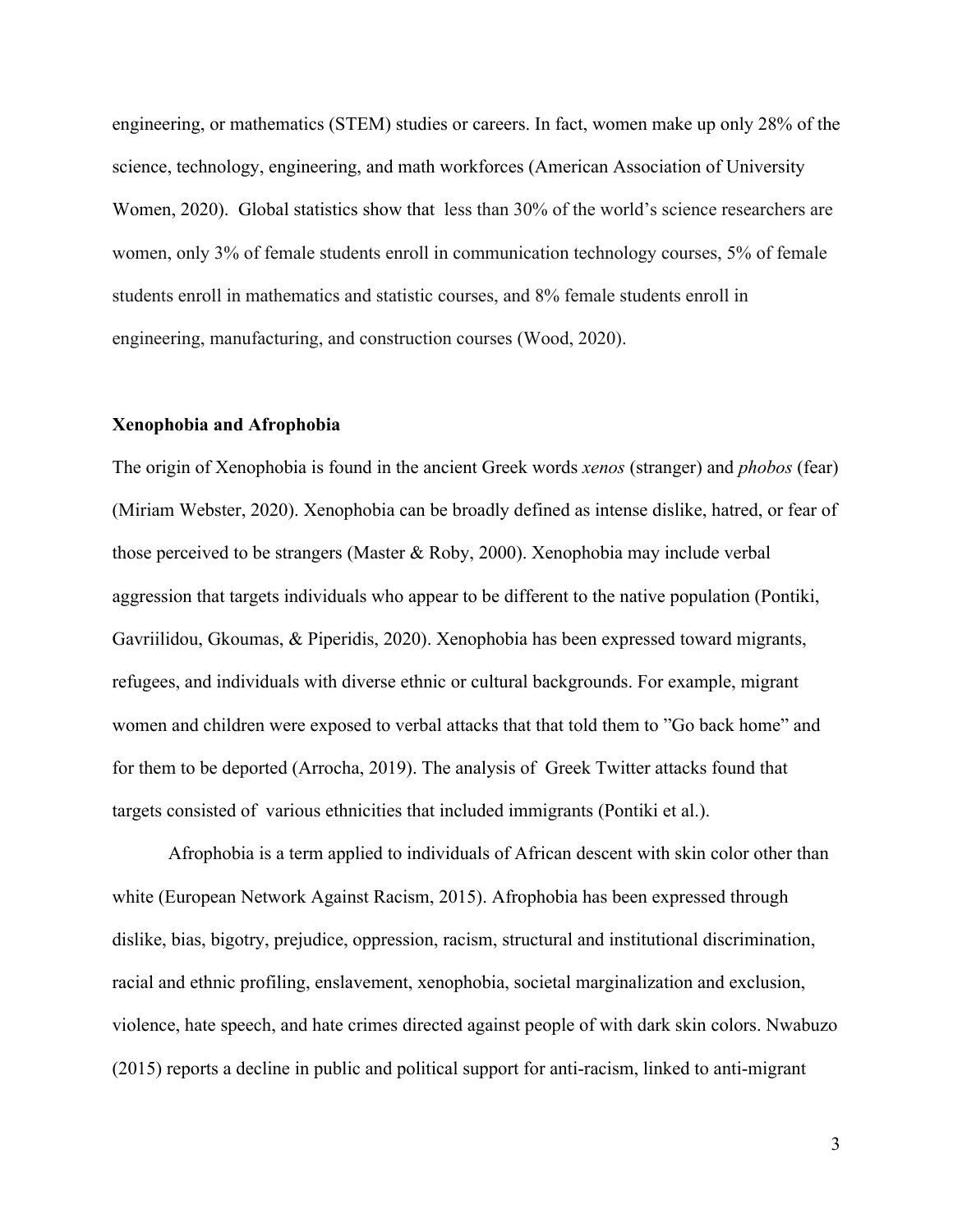engineering, or mathematics (STEM) studies or careers. In fact, women make up only 28% of the science, technology, engineering, and math workforces (American Association of University Women, 2020). Global statistics show that less than 30% of the world's science researchers are women, only 3% of female students enroll in communication technology courses, 5% of female students enroll in mathematics and statistic courses, and 8% female students enroll in engineering, manufacturing, and construction courses (Wood, 2020).

**Xenophobia and Afrophobia**

The origin of Xenophobia is found in the ancient Greek words *xenos* (stranger) and *phobos* (fear) (Miriam Webster, 2020). Xenophobia can be broadly defined as intense dislike, hatred, or fear of those perceived to be strangers (Master & Roby, 2000). Xenophobia may include verbal aggression that targets individuals who appear to be different to the native population (Pontiki, Gavriilidou, Gkoumas, & Piperidis, 2020). Xenophobia has been expressed toward migrants, refugees, and individuals with diverse ethnic or cultural backgrounds. For example, migrant women and children were exposed to verbal attacks that that told them to "Go back home" and for them to be deported (Arrocha, 2019). The analysis of Greek Twitter attacks found that targets consisted of various ethnicities that included immigrants (Pontiki et al.).

Afrophobia is a term applied to individuals of African descent with skin color other than white (European Network Against Racism, 2015). Afrophobia has been expressed through dislike, bias, bigotry, prejudice, oppression, racism, structural and institutional discrimination, racial and ethnic profiling, enslavement, xenophobia, societal marginalization and exclusion, violence, hate speech, and hate crimes directed against people of with dark skin colors. Nwabuzo (2015) reports a decline in public and political support for anti-racism, linked to anti-migrant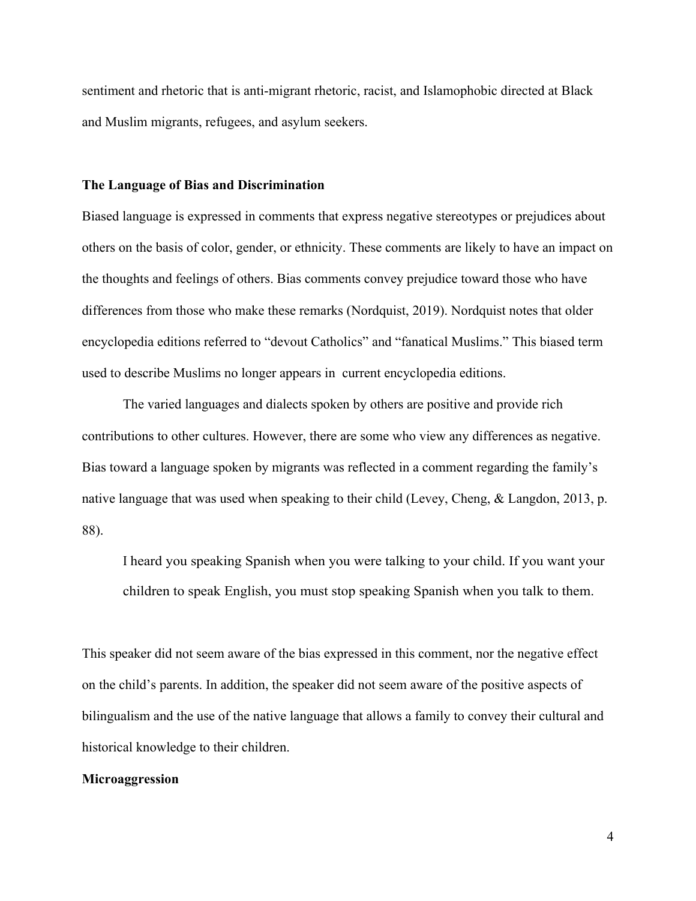sentiment and rhetoric that is anti-migrant rhetoric, racist, and Islamophobic directed at Black and Muslim migrants, refugees, and asylum seekers.

**The Language of Bias and Discrimination**

Biased language is expressed in comments that express negative stereotypes or prejudices about others on the basis of color, gender, or ethnicity. These comments are likely to have an impact on the thoughts and feelings of others. Bias comments convey prejudice toward those who have differences from those who make these remarks (Nordquist, 2019). Nordquist notes that older encyclopedia editions referred to "devout Catholics" and "fanatical Muslims." This biased term used to describe Muslims no longer appears in current encyclopedia editions.

The varied languages and dialects spoken by others are positive and provide rich contributions to other cultures. However, there are some who view any differences as negative. Bias toward a language spoken by migrants was reflected in a comment regarding the family's native language that was used when speaking to their child (Levey, Cheng, & Langdon, 2013, p. 88).

> I heard you speaking Spanish when you were talking to your child. If you want your children to speak English, you must stop speaking Spanish when you talk to them.

This speaker did not seem aware of the bias expressed in this comment, nor the negative effect on the child's parents. In addition, the speaker did not seem aware of the positive aspects of bilingualism and the use of the native language that allows a family to convey their cultural and historical knowledge to their children.

**Microaggression**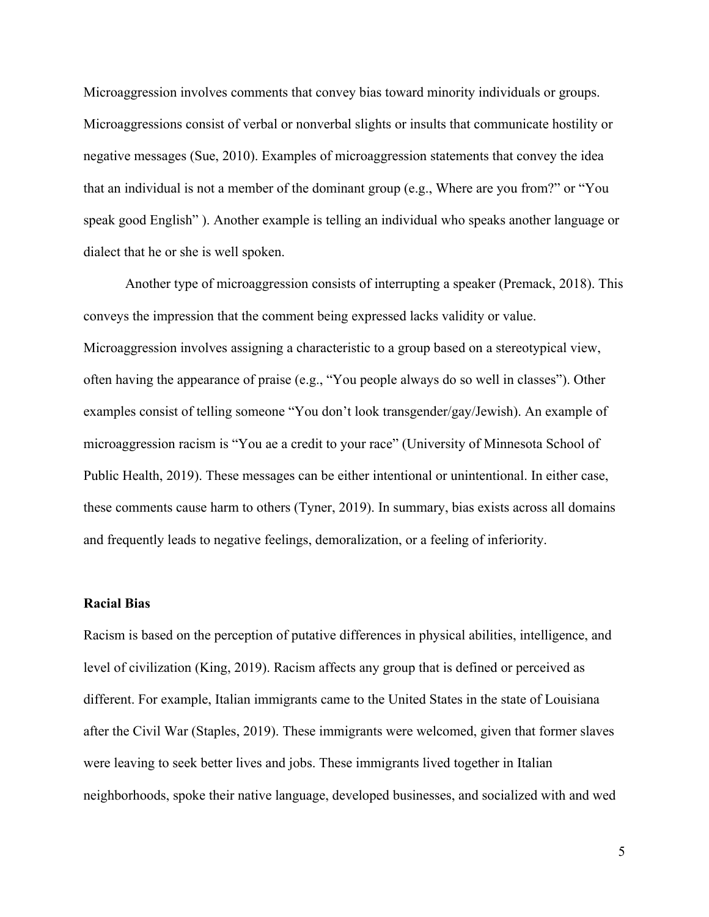Microaggression involves comments that convey bias toward minority individuals or groups. Microaggressions consist of verbal or nonverbal slights or insults that communicate hostility or negative messages (Sue, 2010). Examples of microaggression statements that convey the idea that an individual is not a member of the dominant group (e.g., Where are you from?" or "You speak good English" ). Another example is telling an individual who speaks another language or dialect that he or she is well spoken.

Another type of microaggression consists of interrupting a speaker (Premack, 2018). This conveys the impression that the comment being expressed lacks validity or value. Microaggression involves assigning a characteristic to a group based on a stereotypical view, often having the appearance of praise (e.g., "You people always do so well in classes"). Other examples consist of telling someone "You don't look transgender/gay/Jewish). An example of microaggression racism is "You ae a credit to your race" (University of Minnesota School of Public Health, 2019). These messages can be either intentional or unintentional. In either case, these comments cause harm to others (Tyner, 2019). In summary, bias exists across all domains and frequently leads to negative feelings, demoralization, or a feeling of inferiority.

**Racial Bias**

Racism is based on the perception of putative differences in physical abilities, intelligence, and level of civilization (King, 2019). Racism affects any group that is defined or perceived as different. For example, Italian immigrants came to the United States in the state of Louisiana after the Civil War (Staples, 2019). These immigrants were welcomed, given that former slaves were leaving to seek better lives and jobs. These immigrants lived together in Italian neighborhoods, spoke their native language, developed businesses, and socialized with and wed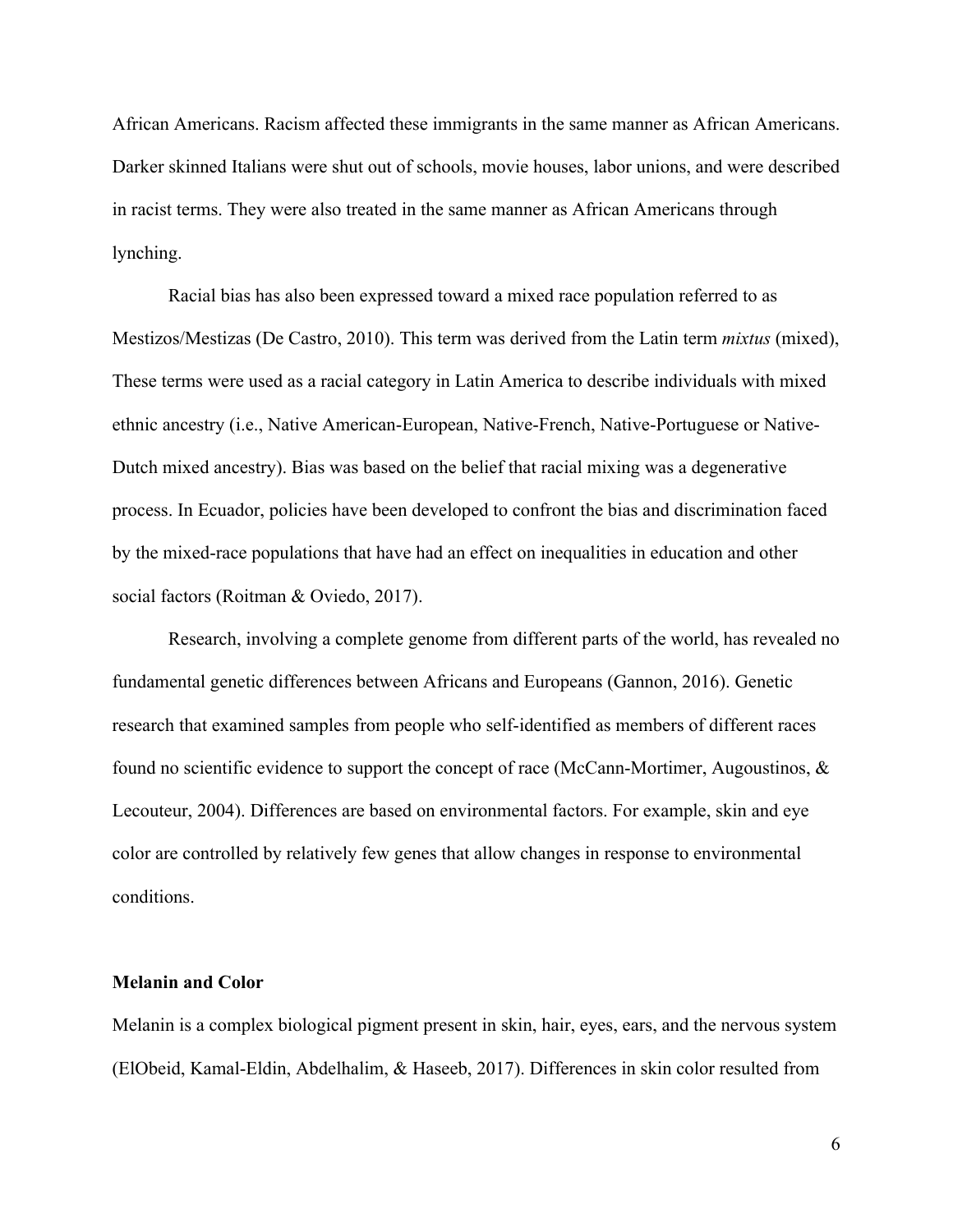African Americans. Racism affected these immigrants in the same manner as African Americans. Darker skinned Italians were shut out of schools, movie houses, labor unions, and were described in racist terms. They were also treated in the same manner as African Americans through lynching.

Racial bias has also been expressed toward a mixed race population referred to as Mestizos/Mestizas (De Castro, 2010). This term was derived from the Latin term *mixtus* (mixed), These terms were used as a racial category in Latin America to describe individuals with mixed ethnic ancestry (i.e., Native American-European, Native-French, Native-Portuguese or Native-Dutch mixed ancestry). Bias was based on the belief that racial mixing was a degenerative process. In Ecuador, policies have been developed to confront the bias and discrimination faced by the mixed-race populations that have had an effect on inequalities in education and other social factors (Roitman & Oviedo, 2017).

Research, involving a complete genome from different parts of the world, has revealed no fundamental genetic differences between Africans and Europeans (Gannon, 2016). Genetic research that examined samples from people who self-identified as members of different races found no scientific evidence to support the concept of race (McCann-Mortimer, Augoustinos, & Lecouteur, 2004). Differences are based on environmental factors. For example, skin and eye color are controlled by relatively few genes that allow changes in response to environmental conditions.

**Melanin and Color**

Melanin is a complex biological pigment present in skin, hair, eyes, ears, and the nervous system (ElObeid, Kamal-Eldin, Abdelhalim, & Haseeb, 2017). Differences in skin color resulted from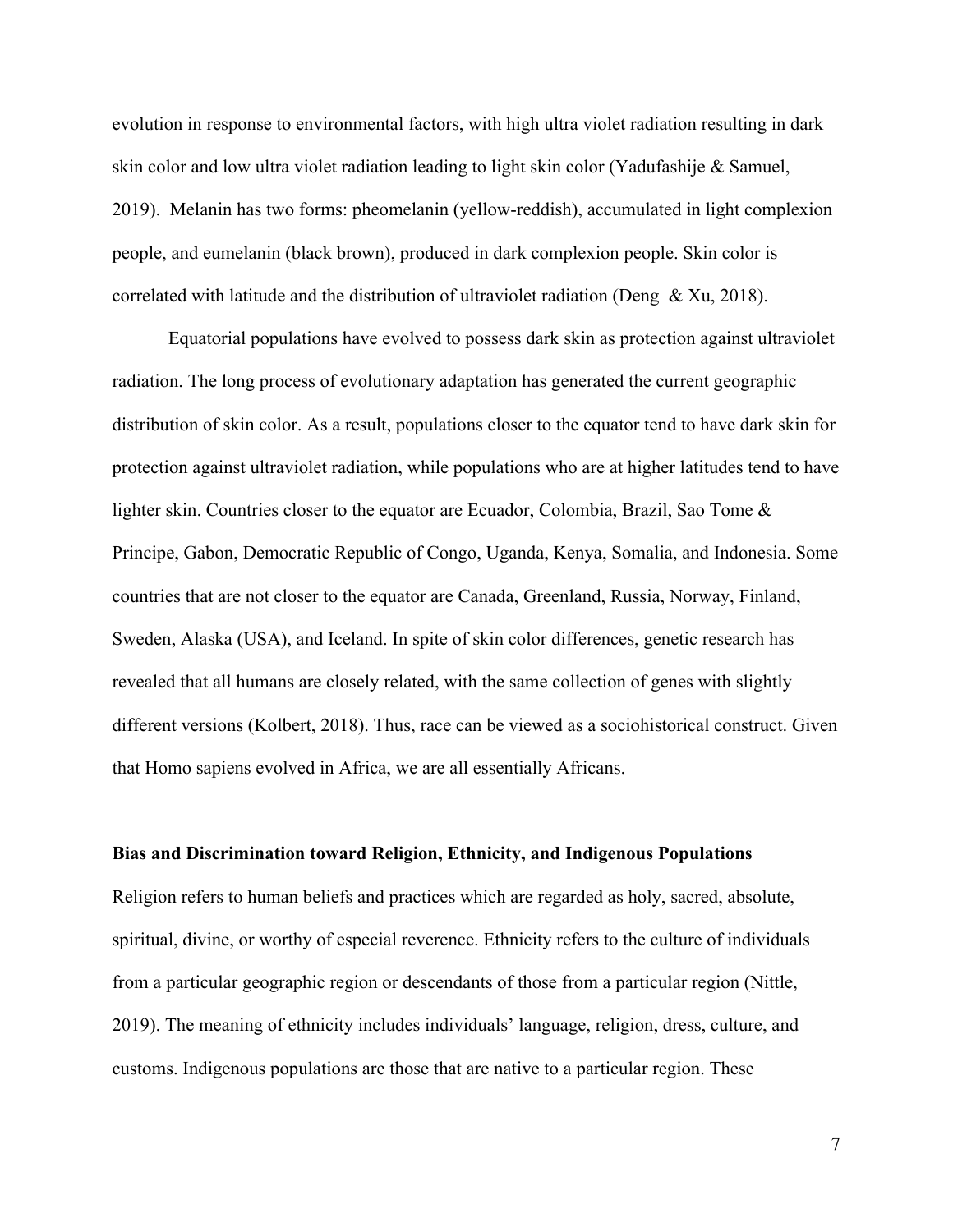evolution in response to environmental factors, with high ultra violet radiation resulting in dark skin color and low ultra violet radiation leading to light skin color (Yadufashije & Samuel, 2019). Melanin has two forms: pheomelanin (yellow-reddish), accumulated in light complexion people, and eumelanin (black brown), produced in dark complexion people. Skin color is correlated with latitude and the distribution of ultraviolet radiation (Deng & Xu, 2018).

Equatorial populations have evolved to possess dark skin as protection against ultraviolet radiation. The long process of evolutionary adaptation has generated the current geographic distribution of skin color. As a result, populations closer to the equator tend to have dark skin for protection against ultraviolet radiation, while populations who are at higher latitudes tend to have lighter skin. Countries closer to the equator are Ecuador, Colombia, Brazil, Sao Tome & Principe, Gabon, Democratic Republic of Congo, Uganda, Kenya, Somalia, and Indonesia. Some countries that are not closer to the equator are Canada, Greenland, Russia, Norway, Finland, Sweden, Alaska (USA), and Iceland. In spite of skin color differences, genetic research has revealed that all humans are closely related, with the same collection of genes with slightly different versions (Kolbert, 2018). Thus, race can be viewed as a sociohistorical construct. Given that Homo sapiens evolved in Africa, we are all essentially Africans.

**Bias and Discrimination toward Religion, Ethnicity, and Indigenous Populations**

Religion refers to human beliefs and practices which are regarded as holy, sacred, absolute, spiritual, divine, or worthy of especial reverence. Ethnicity refers to the culture of individuals from a particular geographic region or descendants of those from a particular region (Nittle, 2019). The meaning of ethnicity includes individuals' language, religion, dress, culture, and customs. Indigenous populations are those that are native to a particular region. These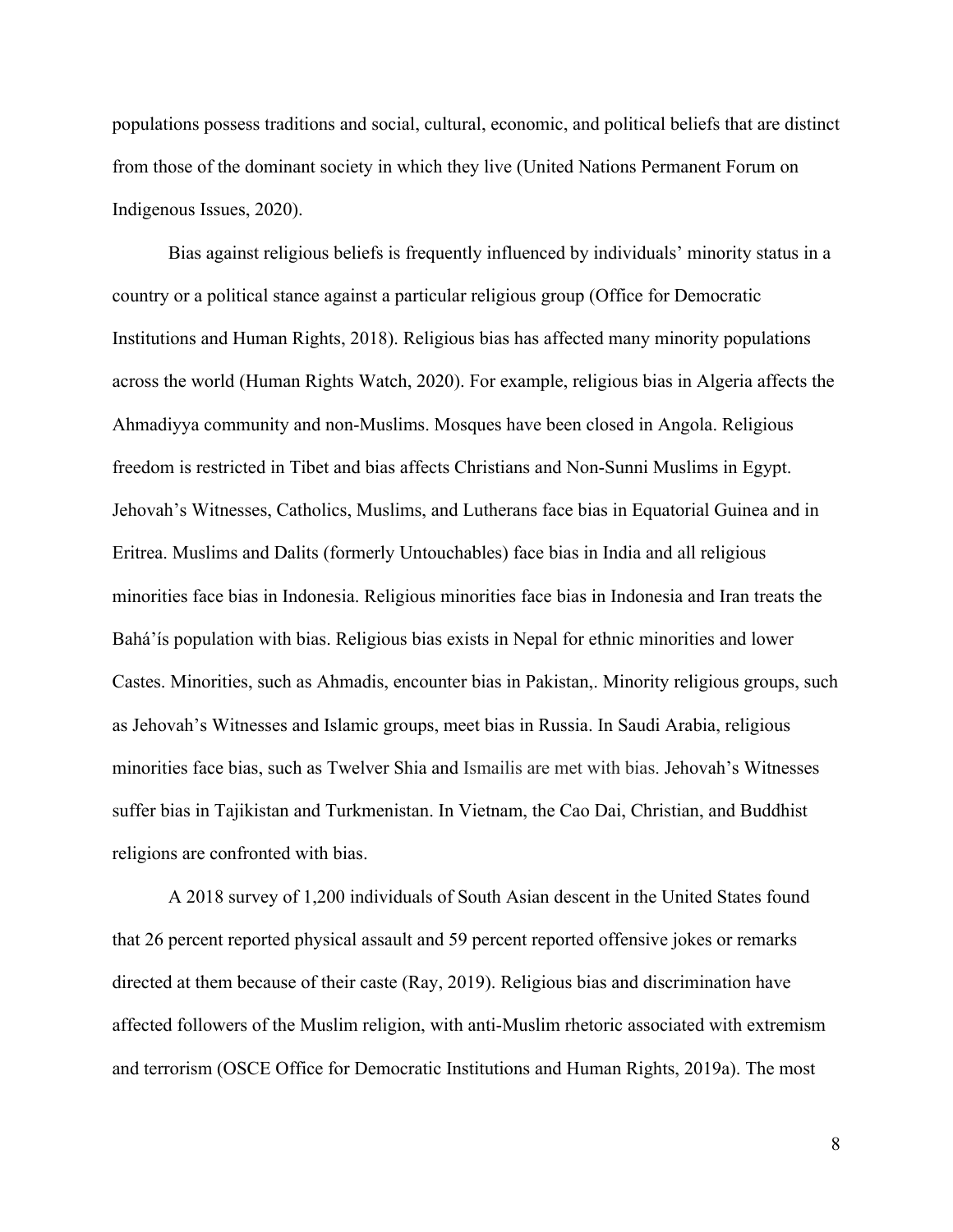populations possess traditions and social, cultural, economic, and political beliefs that are distinct from those of the dominant society in which they live (United Nations Permanent Forum on Indigenous Issues, 2020).

Bias against religious beliefs is frequently influenced by individuals' minority status in a country or a political stance against a particular religious group (Office for Democratic Institutions and Human Rights, 2018). Religious bias has affected many minority populations across the world (Human Rights Watch, 2020). For example, religious bias in Algeria affects the Ahmadiyya community and non-Muslims. Mosques have been closed in Angola. Religious freedom is restricted in Tibet and bias affects Christians and Non-Sunni Muslims in Egypt. Jehovah's Witnesses, Catholics, Muslims, and Lutherans face bias in Equatorial Guinea and in Eritrea. Muslims and Dalits (formerly Untouchables) face bias in India and all religious minorities face bias in Indonesia. Religious minorities face bias in Indonesia and Iran treats the Bahá'ís population with bias. Religious bias exists in Nepal for ethnic minorities and lower Castes. Minorities, such as Ahmadis, encounter bias in Pakistan,. Minority religious groups, such as Jehovah's Witnesses and Islamic groups, meet bias in Russia. In Saudi Arabia, religious minorities face bias, such as Twelver Shia and Ismailis are met with bias. Jehovah's Witnesses suffer bias in Tajikistan and Turkmenistan. In Vietnam, the Cao Dai, Christian, and Buddhist religions are confronted with bias.

A 2018 survey of 1,200 individuals of South Asian descent in the United States found that 26 percent reported physical assault and 59 percent reported offensive jokes or remarks directed at them because of their caste (Ray, 2019). Religious bias and discrimination have affected followers of the Muslim religion, with anti-Muslim rhetoric associated with extremism and terrorism (OSCE Office for Democratic Institutions and Human Rights, 2019a). The most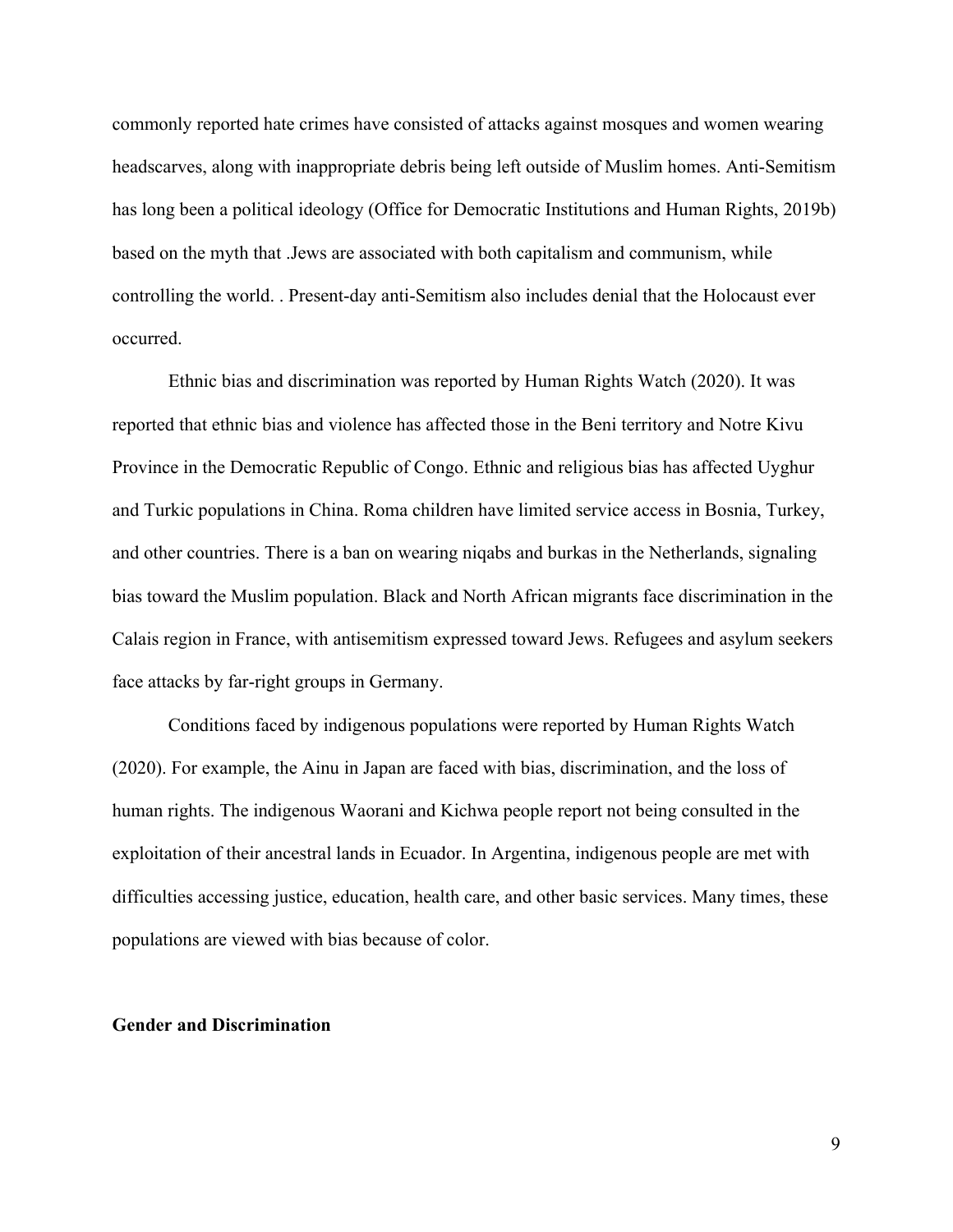commonly reported hate crimes have consisted of attacks against mosques and women wearing headscarves, along with inappropriate debris being left outside of Muslim homes. Anti-Semitism has long been a political ideology (Office for Democratic Institutions and Human Rights, 2019b) based on the myth that .Jews are associated with both capitalism and communism, while controlling the world. . Present-day anti-Semitism also includes denial that the Holocaust ever occurred.

Ethnic bias and discrimination was reported by Human Rights Watch (2020). It was reported that ethnic bias and violence has affected those in the Beni territory and Notre Kivu Province in the Democratic Republic of Congo. Ethnic and religious bias has affected Uyghur and Turkic populations in China. Roma children have limited service access in Bosnia, Turkey, and other countries. There is a ban on wearing niqabs and burkas in the Netherlands, signaling bias toward the Muslim population. Black and North African migrants face discrimination in the Calais region in France, with antisemitism expressed toward Jews. Refugees and asylum seekers face attacks by far-right groups in Germany.

Conditions faced by indigenous populations were reported by Human Rights Watch (2020). For example, the Ainu in Japan are faced with bias, discrimination, and the loss of human rights. The indigenous Waorani and Kichwa people report not being consulted in the exploitation of their ancestral lands in Ecuador. In Argentina, indigenous people are met with difficulties accessing justice, education, health care, and other basic services. Many times, these populations are viewed with bias because of color.

**Gender and Discrimination**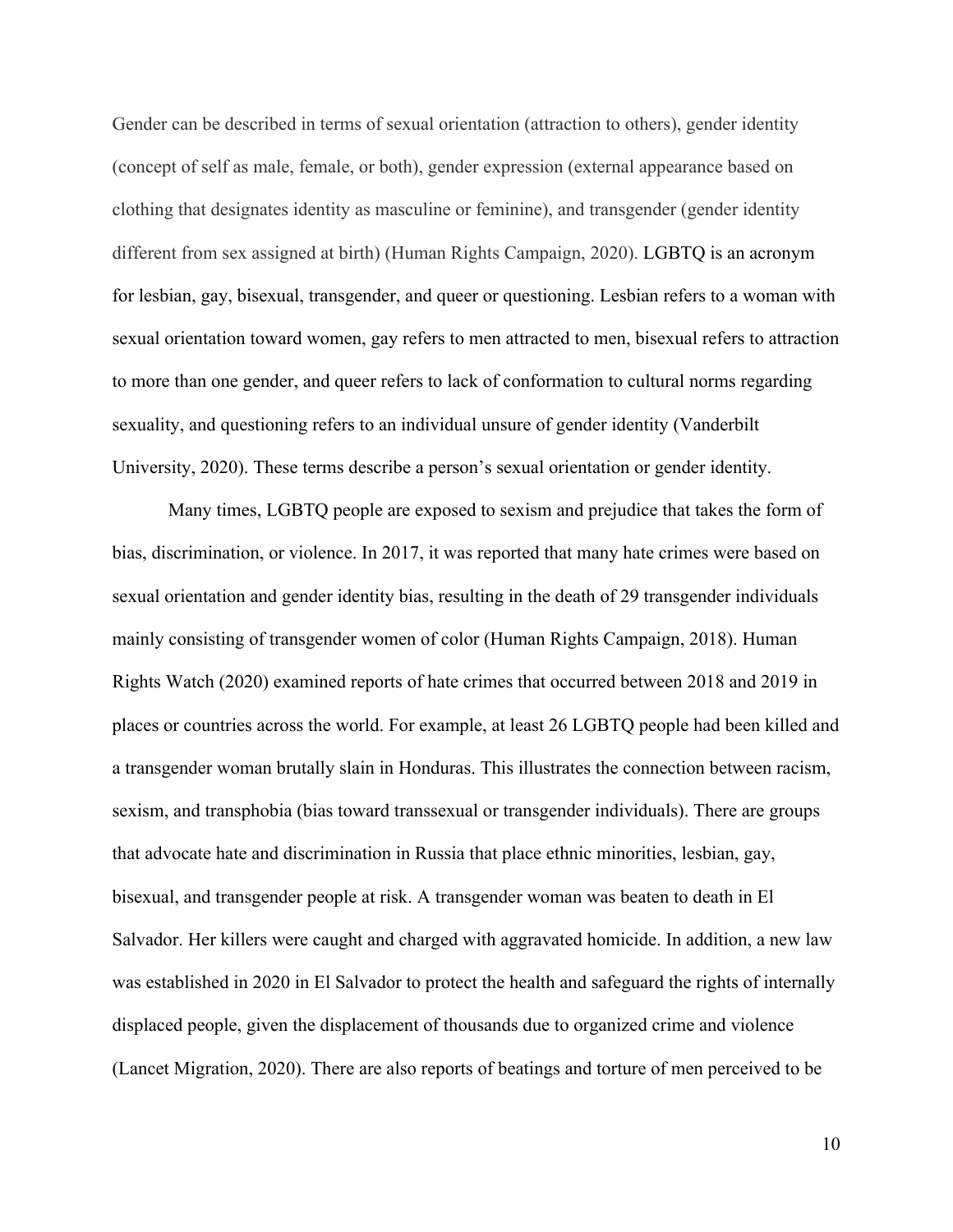Gender can be described in terms of sexual orientation (attraction to others), gender identity (concept of self as male, female, or both), gender expression (external appearance based on clothing that designates identity as masculine or feminine), and transgender (gender identity different from sex assigned at birth) (Human Rights Campaign, 2020). LGBTQ is an acronym for lesbian, gay, bisexual, transgender, and queer or questioning. Lesbian refers to a woman with sexual orientation toward women, gay refers to men attracted to men, bisexual refers to attraction to more than one gender, and queer refers to lack of conformation to cultural norms regarding sexuality, and questioning refers to an individual unsure of gender identity (Vanderbilt University, 2020). These terms describe a person's sexual orientation or gender identity.

Many times, LGBTQ people are exposed to sexism and prejudice that takes the form of bias, discrimination, or violence. In 2017, it was reported that many hate crimes were based on sexual orientation and gender identity bias, resulting in the death of 29 transgender individuals mainly consisting of transgender women of color (Human Rights Campaign, 2018). Human Rights Watch (2020) examined reports of hate crimes that occurred between 2018 and 2019 in places or countries across the world. For example, at least 26 LGBTQ people had been killed and a transgender woman brutally slain in Honduras. This illustrates the connection between racism, sexism, and transphobia (bias toward transsexual or transgender individuals). There are groups that advocate hate and discrimination in Russia that place ethnic minorities, lesbian, gay, bisexual, and transgender people at risk. A transgender woman was beaten to death in El Salvador. Her killers were caught and charged with aggravated homicide. In addition, a new law was established in 2020 in El Salvador to protect the health and safeguard the rights of internally displaced people, given the displacement of thousands due to organized crime and violence (Lancet Migration, 2020). There are also reports of beatings and torture of men perceived to be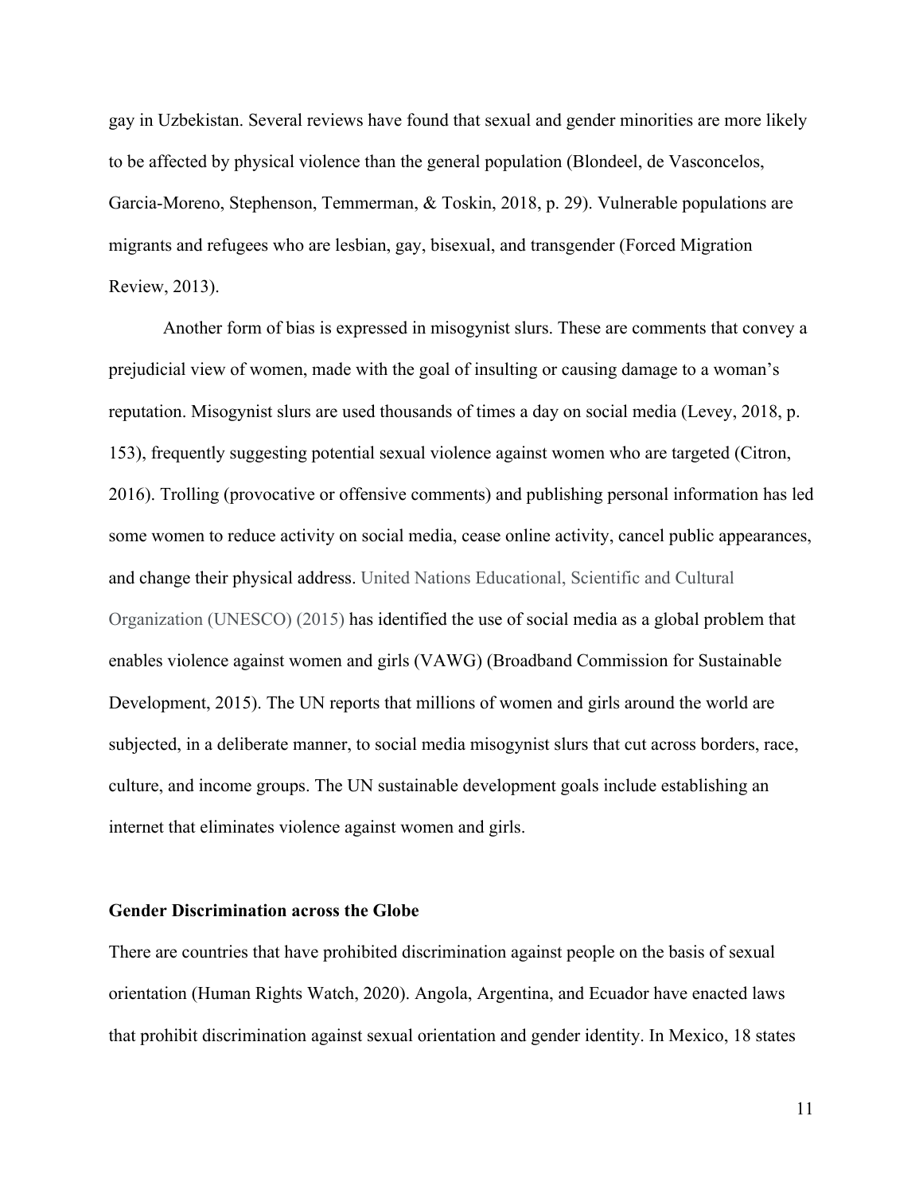gay in Uzbekistan. Several reviews have found that sexual and gender minorities are more likely to be affected by physical violence than the general population (Blondeel, de Vasconcelos, Garcia-Moreno, Stephenson, Temmerman, & Toskin, 2018, p. 29). Vulnerable populations are migrants and refugees who are lesbian, gay, bisexual, and transgender (Forced Migration Review, 2013).

Another form of bias is expressed in misogynist slurs. These are comments that convey a prejudicial view of women, made with the goal of insulting or causing damage to a woman's reputation. Misogynist slurs are used thousands of times a day on social media (Levey, 2018, p. 153), frequently suggesting potential sexual violence against women who are targeted (Citron, 2016). Trolling (provocative or offensive comments) and publishing personal information has led some women to reduce activity on social media, cease online activity, cancel public appearances, and change their physical address. United Nations Educational, Scientific and Cultural Organization (UNESCO) (2015) has identified the use of social media as a global problem that enables violence against women and girls (VAWG) (Broadband Commission for Sustainable Development, 2015). The UN reports that millions of women and girls around the world are subjected, in a deliberate manner, to social media misogynist slurs that cut across borders, race, culture, and income groups. The UN sustainable development goals include establishing an internet that eliminates violence against women and girls.

**Gender Discrimination across the Globe**

There are countries that have prohibited discrimination against people on the basis of sexual orientation (Human Rights Watch, 2020). Angola, Argentina, and Ecuador have enacted laws that prohibit discrimination against sexual orientation and gender identity. In Mexico, 18 states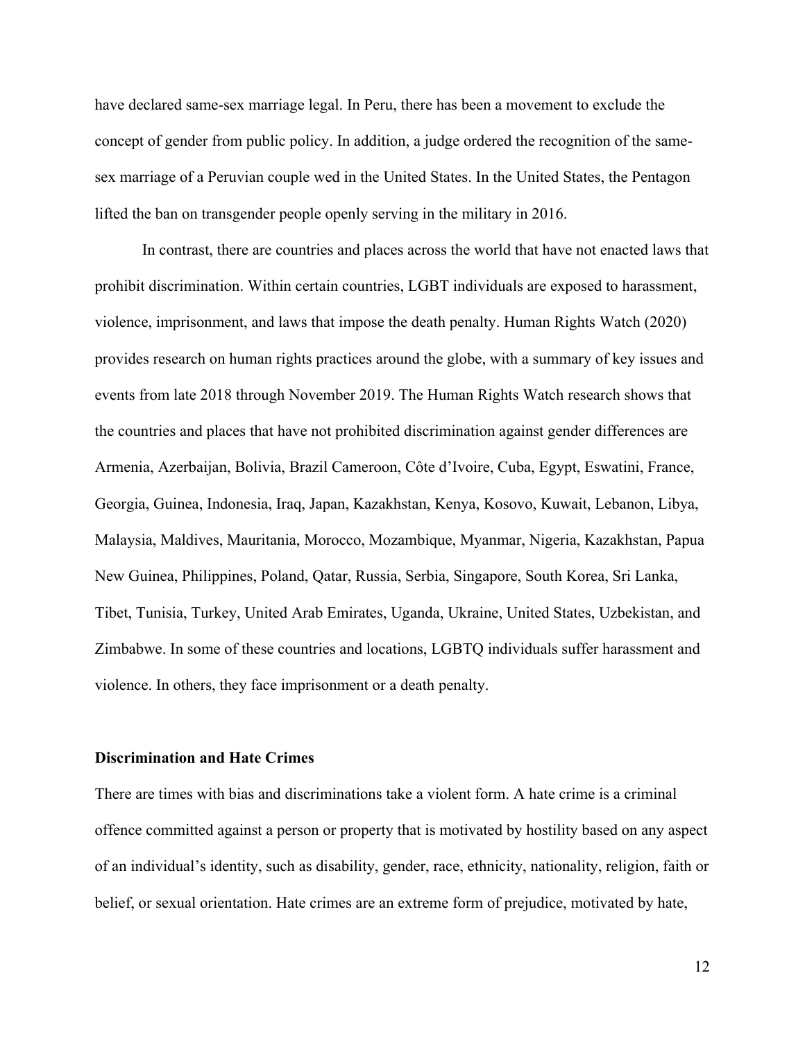have declared same-sex marriage legal. In Peru, there has been a movement to exclude the concept of gender from public policy. In addition, a judge ordered the recognition of the same-sex marriage of a Peruvian couple wed in the United States. In the United States, the Pentagon lifted the ban on transgender people openly serving in the military in 2016.

In contrast, there are countries and places across the world that have not enacted laws that prohibit discrimination. Within certain countries, LGBT individuals are exposed to harassment, violence, imprisonment, and laws that impose the death penalty. Human Rights Watch (2020) provides research on human rights practices around the globe, with a summary of key issues and events from late 2018 through November 2019. The Human Rights Watch research shows that the countries and places that have not prohibited discrimination against gender differences are Armenia, Azerbaijan, Bolivia, Brazil Cameroon, Côte d'Ivoire, Cuba, Egypt, Eswatini, France, Georgia, Guinea, Indonesia, Iraq, Japan, Kazakhstan, Kenya, Kosovo, Kuwait, Lebanon, Libya, Malaysia, Maldives, Mauritania, Morocco, Mozambique, Myanmar, Nigeria, Kazakhstan, Papua New Guinea, Philippines, Poland, Qatar, Russia, Serbia, Singapore, South Korea, Sri Lanka, Tibet, Tunisia, Turkey, United Arab Emirates, Uganda, Ukraine, United States, Uzbekistan, and Zimbabwe. In some of these countries and locations, LGBTQ individuals suffer harassment and violence. In others, they face imprisonment or a death penalty.

**Discrimination and Hate Crimes**

There are times with bias and discriminations take a violent form. A hate crime is a criminal offence committed against a person or property that is motivated by hostility based on any aspect of an individual's identity, such as disability, gender, race, ethnicity, nationality, religion, faith or belief, or sexual orientation. Hate crimes are an extreme form of prejudice, motivated by hate,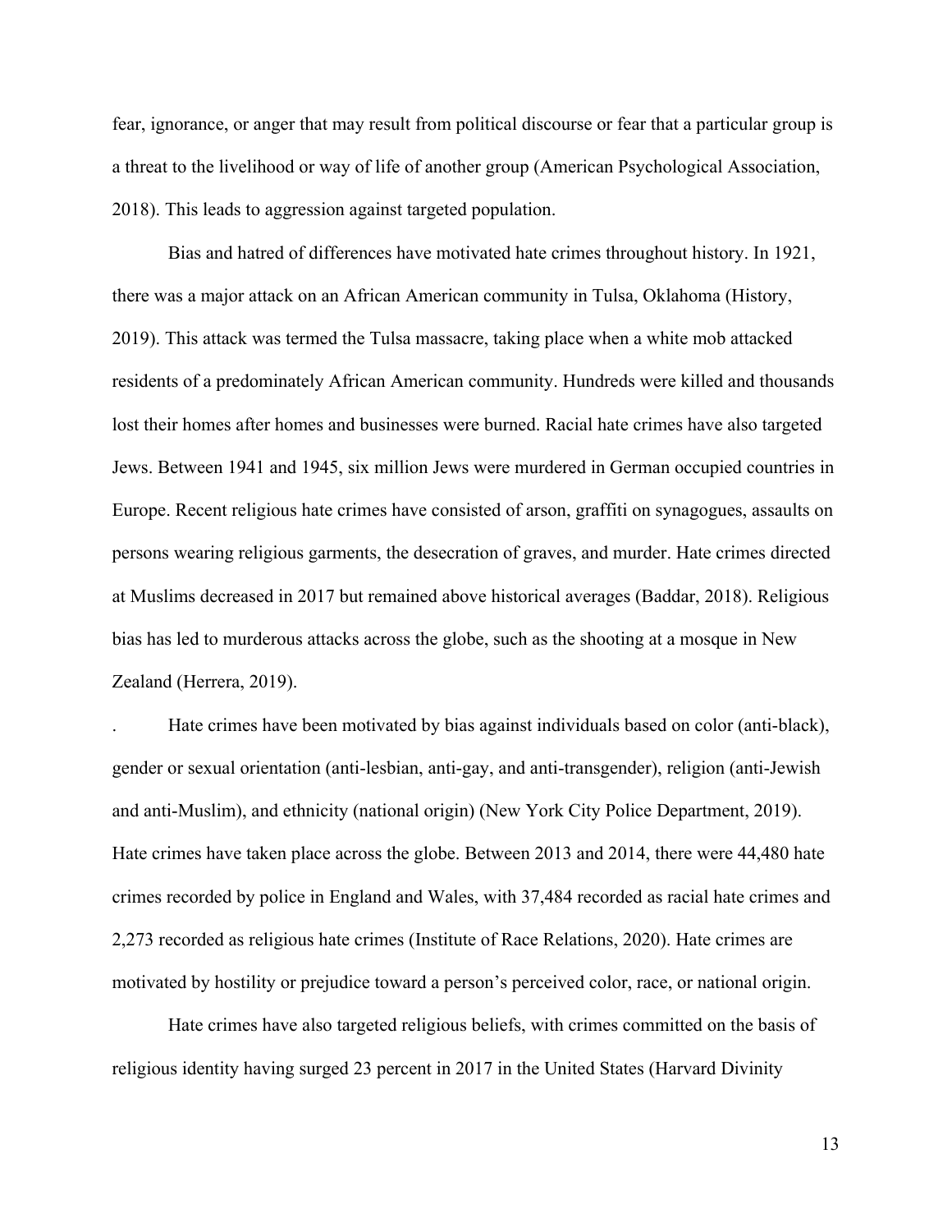fear, ignorance, or anger that may result from political discourse or fear that a particular group is a threat to the livelihood or way of life of another group (American Psychological Association, 2018). This leads to aggression against targeted population.

Bias and hatred of differences have motivated hate crimes throughout history. In 1921, there was a major attack on an African American community in Tulsa, Oklahoma (History, 2019). This attack was termed the Tulsa massacre, taking place when a white mob attacked residents of a predominately African American community. Hundreds were killed and thousands lost their homes after homes and businesses were burned. Racial hate crimes have also targeted Jews. Between 1941 and 1945, six million Jews were murdered in German occupied countries in Europe. Recent religious hate crimes have consisted of arson, graffiti on synagogues, assaults on persons wearing religious garments, the desecration of graves, and murder. Hate crimes directed at Muslims decreased in 2017 but remained above historical averages (Baddar, 2018). Religious bias has led to murderous attacks across the globe, such as the shooting at a mosque in New Zealand (Herrera, 2019).

. Hate crimes have been motivated by bias against individuals based on color (anti-black), gender or sexual orientation (anti-lesbian, anti-gay, and anti-transgender), religion (anti-Jewish and anti-Muslim), and ethnicity (national origin) (New York City Police Department, 2019). Hate crimes have taken place across the globe. Between 2013 and 2014, there were 44,480 hate crimes recorded by police in England and Wales, with 37,484 recorded as racial hate crimes and 2,273 recorded as religious hate crimes (Institute of Race Relations, 2020). Hate crimes are motivated by hostility or prejudice toward a person's perceived color, race, or national origin.

Hate crimes have also targeted religious beliefs, with crimes committed on the basis of religious identity having surged 23 percent in 2017 in the United States (Harvard Divinity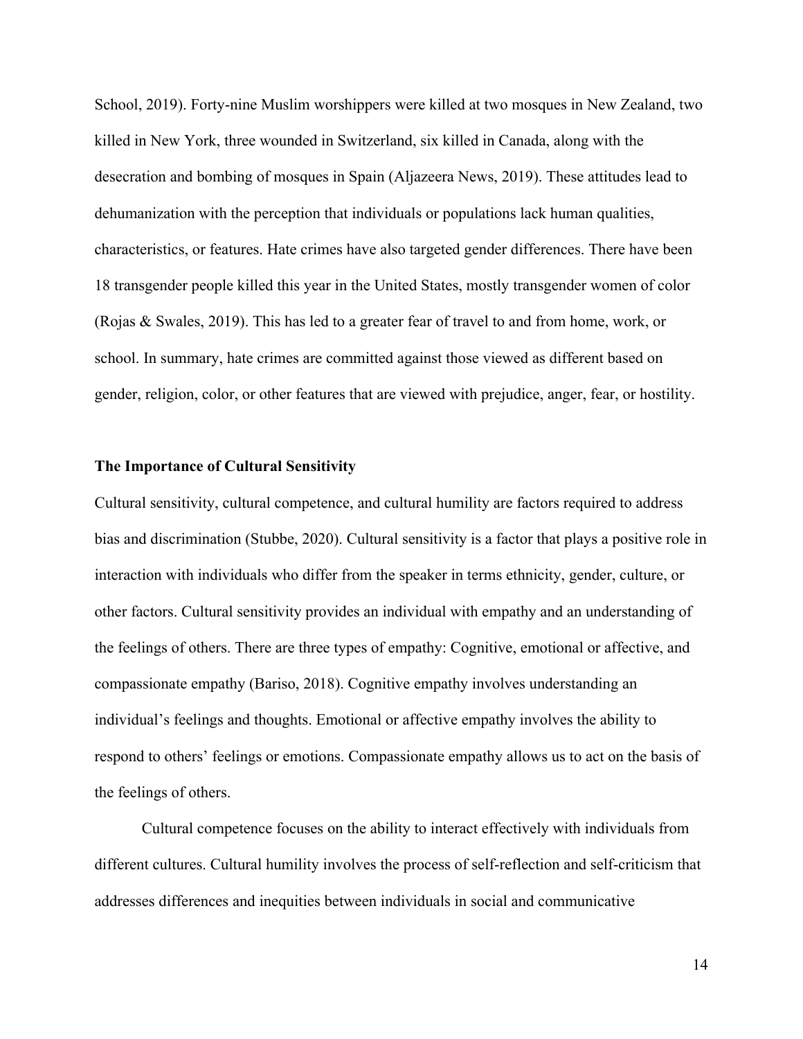School, 2019). Forty-nine Muslim worshippers were killed at two mosques in New Zealand, two killed in New York, three wounded in Switzerland, six killed in Canada, along with the desecration and bombing of mosques in Spain (Aljazeera News, 2019). These attitudes lead to dehumanization with the perception that individuals or populations lack human qualities, characteristics, or features. Hate crimes have also targeted gender differences. There have been 18 transgender people killed this year in the United States, mostly transgender women of color (Rojas & Swales, 2019). This has led to a greater fear of travel to and from home, work, or school. In summary, hate crimes are committed against those viewed as different based on gender, religion, color, or other features that are viewed with prejudice, anger, fear, or hostility.

**The Importance of Cultural Sensitivity**

Cultural sensitivity, cultural competence, and cultural humility are factors required to address bias and discrimination (Stubbe, 2020). Cultural sensitivity is a factor that plays a positive role in interaction with individuals who differ from the speaker in terms ethnicity, gender, culture, or other factors. Cultural sensitivity provides an individual with empathy and an understanding of the feelings of others. There are three types of empathy: Cognitive, emotional or affective, and compassionate empathy (Bariso, 2018). Cognitive empathy involves understanding an individual's feelings and thoughts. Emotional or affective empathy involves the ability to respond to others' feelings or emotions. Compassionate empathy allows us to act on the basis of the feelings of others.

Cultural competence focuses on the ability to interact effectively with individuals from different cultures. Cultural humility involves the process of self-reflection and self-criticism that addresses differences and inequities between individuals in social and communicative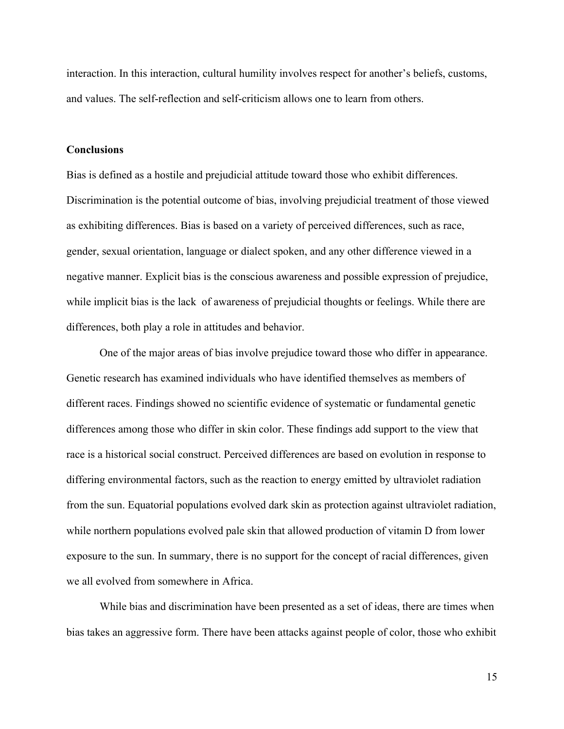interaction. In this interaction, cultural humility involves respect for another's beliefs, customs, and values. The self-reflection and self-criticism allows one to learn from others.

**Conclusions**

Bias is defined as a hostile and prejudicial attitude toward those who exhibit differences. Discrimination is the potential outcome of bias, involving prejudicial treatment of those viewed as exhibiting differences. Bias is based on a variety of perceived differences, such as race, gender, sexual orientation, language or dialect spoken, and any other difference viewed in a negative manner. Explicit bias is the conscious awareness and possible expression of prejudice, while implicit bias is the lack of awareness of prejudicial thoughts or feelings. While there are differences, both play a role in attitudes and behavior.

One of the major areas of bias involve prejudice toward those who differ in appearance. Genetic research has examined individuals who have identified themselves as members of different races. Findings showed no scientific evidence of systematic or fundamental genetic differences among those who differ in skin color. These findings add support to the view that race is a historical social construct. Perceived differences are based on evolution in response to differing environmental factors, such as the reaction to energy emitted by ultraviolet radiation from the sun. Equatorial populations evolved dark skin as protection against ultraviolet radiation, while northern populations evolved pale skin that allowed production of vitamin D from lower exposure to the sun. In summary, there is no support for the concept of racial differences, given we all evolved from somewhere in Africa.

While bias and discrimination have been presented as a set of ideas, there are times when bias takes an aggressive form. There have been attacks against people of color, those who exhibit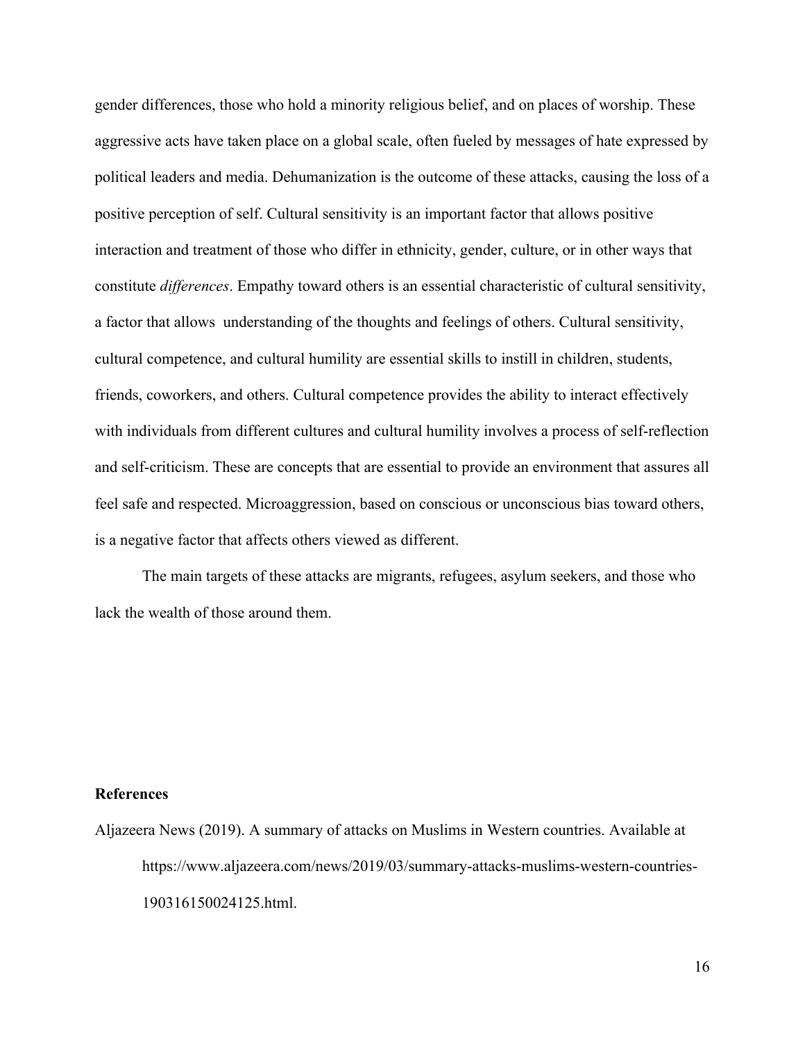gender differences, those who hold a minority religious belief, and on places of worship. These aggressive acts have taken place on a global scale, often fueled by messages of hate expressed by political leaders and media. Dehumanization is the outcome of these attacks, causing the loss of a positive perception of self. Cultural sensitivity is an important factor that allows positive interaction and treatment of those who differ in ethnicity, gender, culture, or in other ways that constitute *differences*. Empathy toward others is an essential characteristic of cultural sensitivity, a factor that allows understanding of the thoughts and feelings of others. Cultural sensitivity, cultural competence, and cultural humility are essential skills to instill in children, students, friends, coworkers, and others. Cultural competence provides the ability to interact effectively with individuals from different cultures and cultural humility involves a process of self-reflection and self-criticism. These are concepts that are essential to provide an environment that assures all feel safe and respected. Microaggression, based on conscious or unconscious bias toward others, is a negative factor that affects others viewed as different.

The main targets of these attacks are migrants, refugees, asylum seekers, and those who lack the wealth of those around them.

**References**

Aljazeera News (2019). A summary of attacks on Muslims in Western countries. Available at https://www.aljazeera.com/news/2019/03/summary-attacks-muslims-western-countries-190316150024125.html.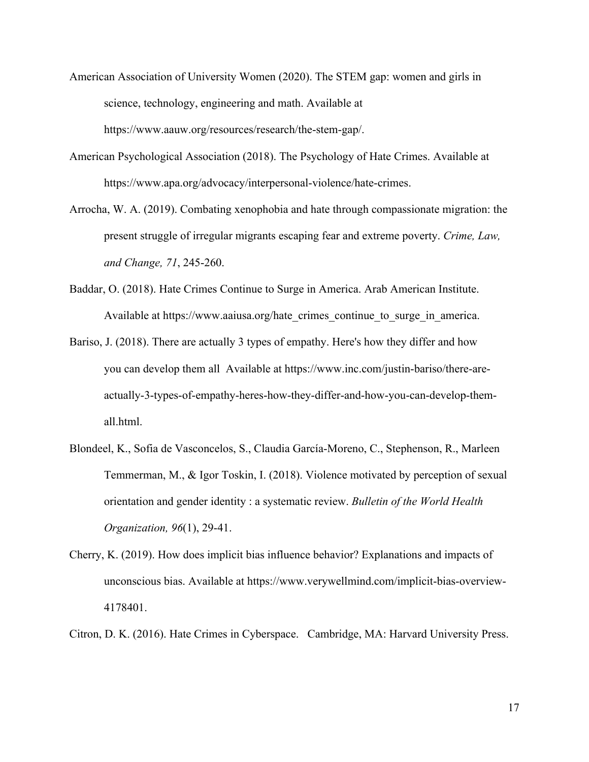American Association of University Women (2020). The STEM gap: women and girls in science, technology, engineering and math. Available at https://www.aauw.org/resources/research/the-stem-gap/.

American Psychological Association (2018). The Psychology of Hate Crimes. Available at https://www.apa.org/advocacy/interpersonal-violence/hate-crimes.

Arrocha, W. A. (2019). Combating xenophobia and hate through compassionate migration: the present struggle of irregular migrants escaping fear and extreme poverty. *Crime, Law, and Change, 71*, 245-260.

Baddar, O. (2018). Hate Crimes Continue to Surge in America. Arab American Institute. Available at https://www.aaiusa.org/hate_crimes_continue_to_surge_in_america.

Bariso, J. (2018). There are actually 3 types of empathy. Here's how they differ and how you can develop them all  Available at https://www.inc.com/justin-bariso/there-are-actually-3-types-of-empathy-heres-how-they-differ-and-how-you-can-develop-them-all.html.

Blondeel, K., Sofia de Vasconcelos, S., Claudia García-Moreno, C., Stephenson, R., Marleen Temmerman, M., & Igor Toskin, I. (2018). Violence motivated by perception of sexual orientation and gender identity : a systematic review. *Bulletin of the World Health Organization, 96*(1), 29-41.

Cherry, K. (2019). How does implicit bias influence behavior? Explanations and impacts of unconscious bias. Available at https://www.verywellmind.com/implicit-bias-overview-4178401.

Citron, D. K. (2016). Hate Crimes in Cyberspace.   Cambridge, MA: Harvard University Press.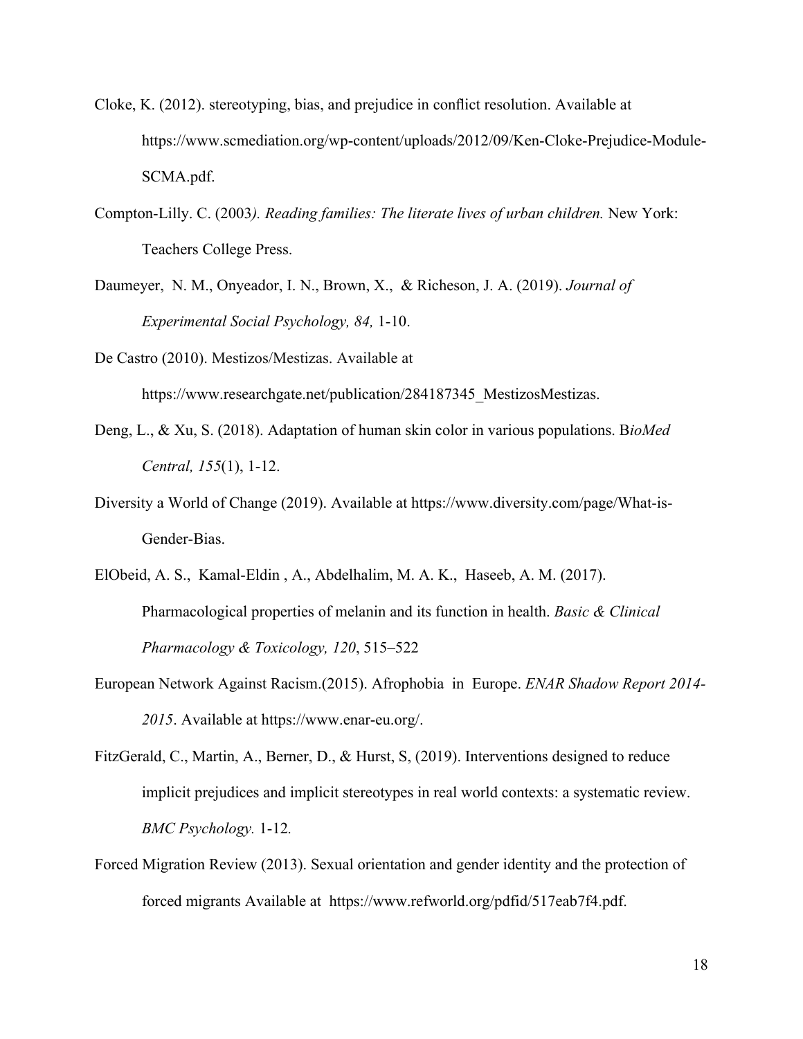Cloke, K. (2012). stereotyping, bias, and prejudice in conflict resolution. Available at https://www.scmediation.org/wp-content/uploads/2012/09/Ken-Cloke-Prejudice-Module-SCMA.pdf.

Compton-Lilly. C. (2003*). Reading families: The literate lives of urban children.* New York: Teachers College Press.

Daumeyer, N. M., Onyeador, I. N., Brown, X., & Richeson, J. A. (2019). *Journal of Experimental Social Psychology, 84,* 1-10.

De Castro (2010). Mestizos/Mestizas. Available at https://www.researchgate.net/publication/284187345_MestizosMestizas.

Deng, L., & Xu, S. (2018). Adaptation of human skin color in various populations. B*ioMed Central, 155*(1), 1-12.

Diversity a World of Change (2019). Available at https://www.diversity.com/page/What-is-Gender-Bias.

ElObeid, A. S., Kamal-Eldin , A., Abdelhalim, M. A. K., Haseeb, A. M. (2017). Pharmacological properties of melanin and its function in health. *Basic & Clinical Pharmacology & Toxicology, 120*, 515–522

European Network Against Racism.(2015). Afrophobia in Europe. *ENAR Shadow Report 2014-2015*. Available at https://www.enar-eu.org/.

FitzGerald, C., Martin, A., Berner, D., & Hurst, S, (2019). Interventions designed to reduce implicit prejudices and implicit stereotypes in real world contexts: a systematic review. *BMC Psychology.* 1-12*.*

Forced Migration Review (2013). Sexual orientation and gender identity and the protection of forced migrants Available at https://www.refworld.org/pdfid/517eab7f4.pdf.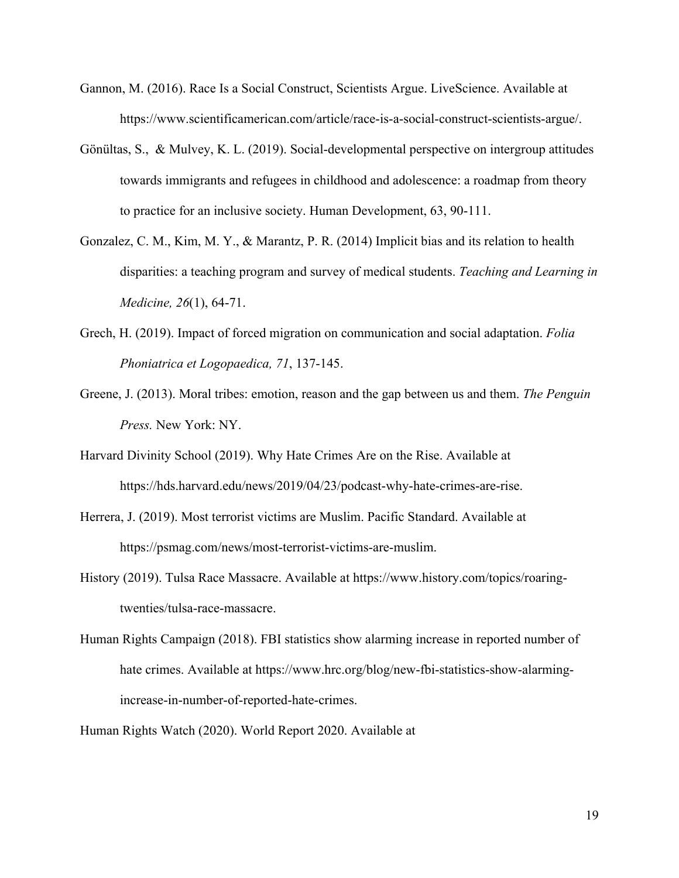Gannon, M. (2016). Race Is a Social Construct, Scientists Argue. LiveScience. Available at https://www.scientificamerican.com/article/race-is-a-social-construct-scientists-argue/.

Gönültas, S., & Mulvey, K. L. (2019). Social-developmental perspective on intergroup attitudes towards immigrants and refugees in childhood and adolescence: a roadmap from theory to practice for an inclusive society. Human Development, 63, 90-111.

Gonzalez, C. M., Kim, M. Y., & Marantz, P. R. (2014) Implicit bias and its relation to health disparities: a teaching program and survey of medical students. *Teaching and Learning in Medicine, 26*(1), 64-71.

Grech, H. (2019). Impact of forced migration on communication and social adaptation. *Folia Phoniatrica et Logopaedica, 71*, 137-145.

Greene, J. (2013). Moral tribes: emotion, reason and the gap between us and them. *The Penguin Press.* New York: NY.

Harvard Divinity School (2019). Why Hate Crimes Are on the Rise. Available at https://hds.harvard.edu/news/2019/04/23/podcast-why-hate-crimes-are-rise.

Herrera, J. (2019). Most terrorist victims are Muslim. Pacific Standard. Available at https://psmag.com/news/most-terrorist-victims-are-muslim.

History (2019). Tulsa Race Massacre. Available at https://www.history.com/topics/roaring-twenties/tulsa-race-massacre.

Human Rights Campaign (2018). FBI statistics show alarming increase in reported number of hate crimes. Available at https://www.hrc.org/blog/new-fbi-statistics-show-alarming-increase-in-number-of-reported-hate-crimes.

Human Rights Watch (2020). World Report 2020. Available at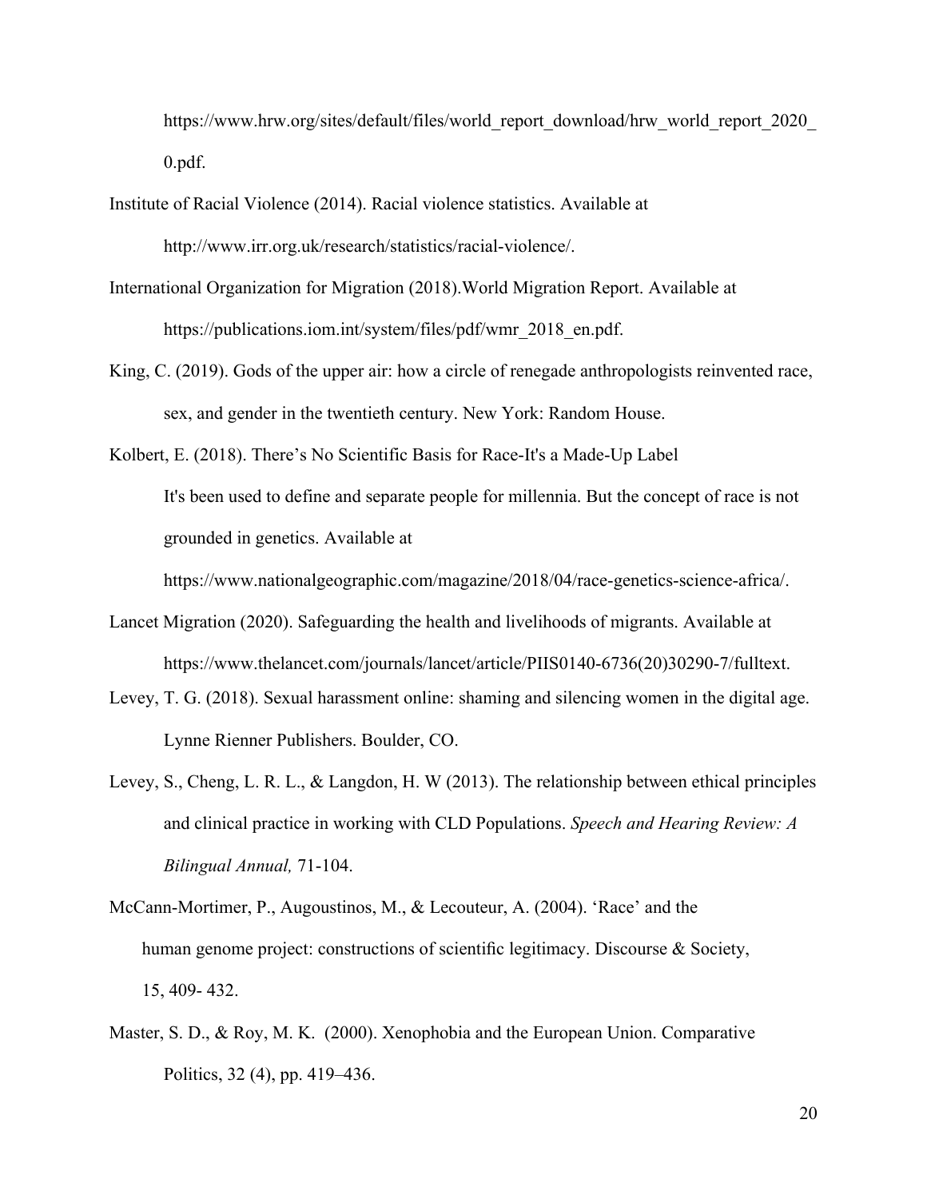https://www.hrw.org/sites/default/files/world_report_download/hrw_world_report_2020_0.pdf.

Institute of Racial Violence (2014). Racial violence statistics. Available at http://www.irr.org.uk/research/statistics/racial-violence/.

International Organization for Migration (2018).World Migration Report. Available at https://publications.iom.int/system/files/pdf/wmr_2018_en.pdf.

King, C. (2019). Gods of the upper air: how a circle of renegade anthropologists reinvented race, sex, and gender in the twentieth century. New York: Random House.

Kolbert, E. (2018). There's No Scientific Basis for Race-It's a Made-Up Label It's been used to define and separate people for millennia. But the concept of race is not grounded in genetics. Available at https://www.nationalgeographic.com/magazine/2018/04/race-genetics-science-africa/.

Lancet Migration (2020). Safeguarding the health and livelihoods of migrants. Available at https://www.thelancet.com/journals/lancet/article/PIIS0140-6736(20)30290-7/fulltext.

Levey, T. G. (2018). Sexual harassment online: shaming and silencing women in the digital age. Lynne Rienner Publishers. Boulder, CO.

Levey, S., Cheng, L. R. L., & Langdon, H. W (2013). The relationship between ethical principles and clinical practice in working with CLD Populations. *Speech and Hearing Review: A Bilingual Annual,* 71-104.

McCann-Mortimer, P., Augoustinos, M., & Lecouteur, A. (2004). 'Race' and the human genome project: constructions of scientific legitimacy. Discourse & Society, 15, 409- 432.

Master, S. D., & Roy, M. K. (2000). Xenophobia and the European Union. Comparative Politics, 32 (4), pp. 419–436.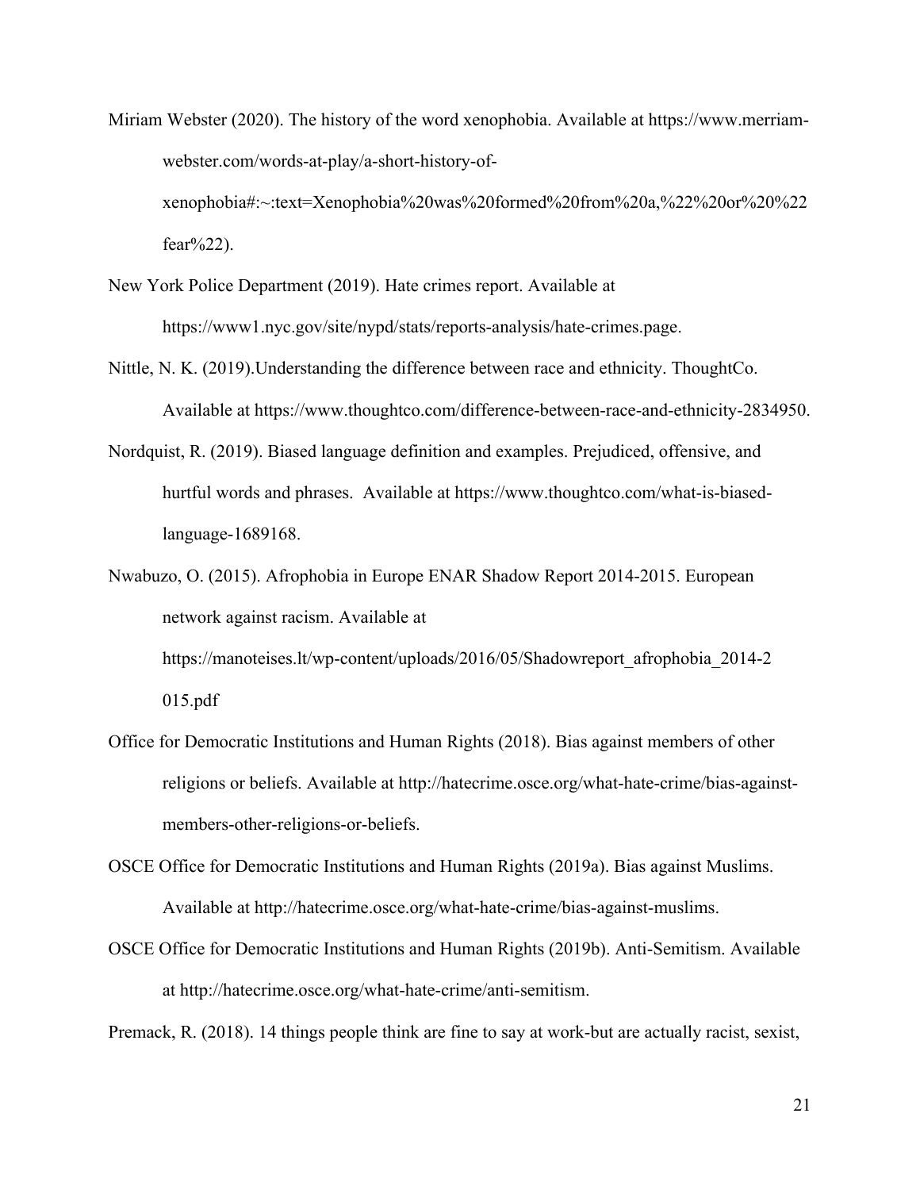Miriam Webster (2020). The history of the word xenophobia. Available at https://www.merriam-webster.com/words-at-play/a-short-history-of-xenophobia#:~:text=Xenophobia%20was%20formed%20from%20a,%22%20or%20%22fear%22).

New York Police Department (2019). Hate crimes report. Available at https://www1.nyc.gov/site/nypd/stats/reports-analysis/hate-crimes.page.

Nittle, N. K. (2019).Understanding the difference between race and ethnicity. ThoughtCo. Available at https://www.thoughtco.com/difference-between-race-and-ethnicity-2834950.

Nordquist, R. (2019). Biased language definition and examples. Prejudiced, offensive, and hurtful words and phrases. Available at https://www.thoughtco.com/what-is-biased-language-1689168.

Nwabuzo, O. (2015). Afrophobia in Europe ENAR Shadow Report 2014-2015. European network against racism. Available at https://manoteises.lt/wp-content/uploads/2016/05/Shadowreport_afrophobia_2014-2015.pdf

Office for Democratic Institutions and Human Rights (2018). Bias against members of other religions or beliefs. Available at http://hatecrime.osce.org/what-hate-crime/bias-against-members-other-religions-or-beliefs.

OSCE Office for Democratic Institutions and Human Rights (2019a). Bias against Muslims. Available at http://hatecrime.osce.org/what-hate-crime/bias-against-muslims.

OSCE Office for Democratic Institutions and Human Rights (2019b). Anti-Semitism. Available at http://hatecrime.osce.org/what-hate-crime/anti-semitism.

Premack, R. (2018). 14 things people think are fine to say at work-but are actually racist, sexist,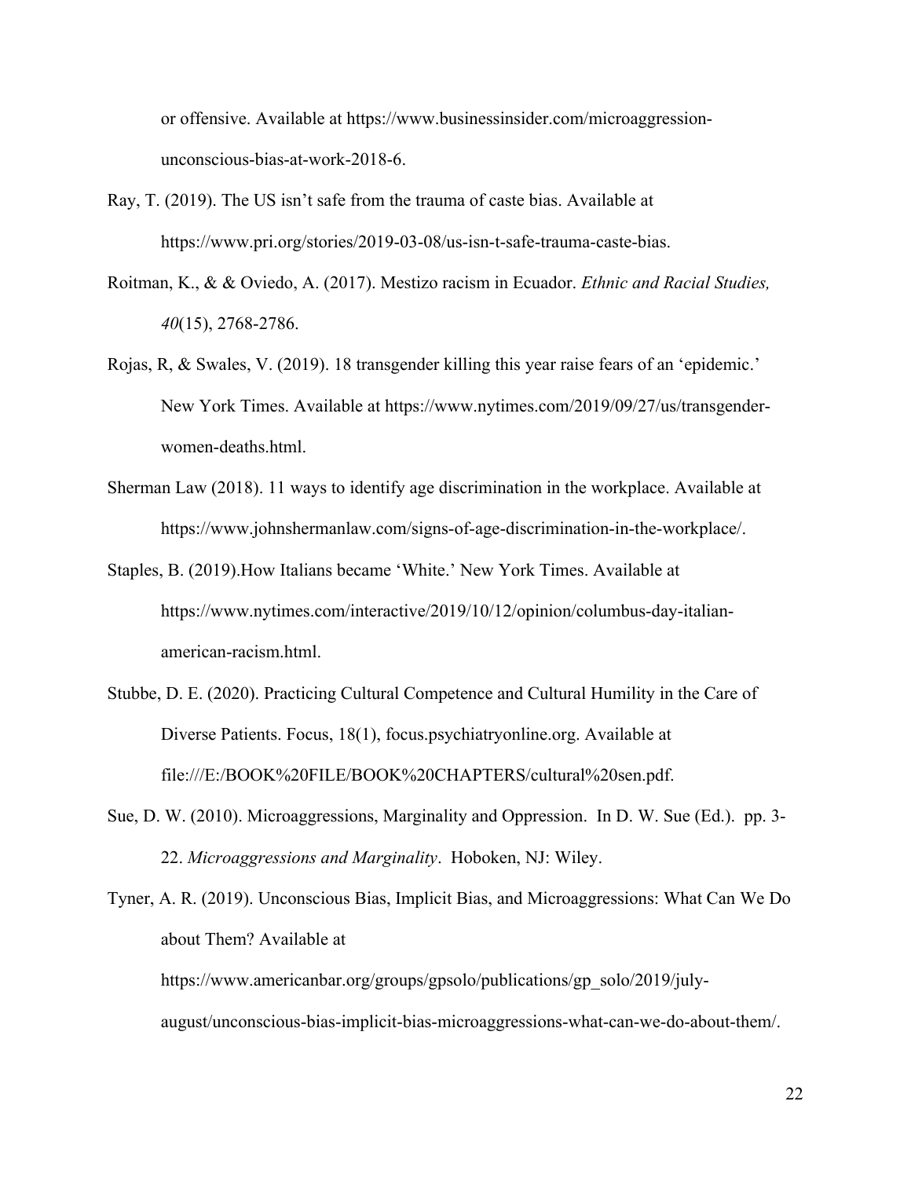or offensive. Available at https://www.businessinsider.com/microaggression-unconscious-bias-at-work-2018-6.

Ray, T. (2019). The US isn't safe from the trauma of caste bias. Available at https://www.pri.org/stories/2019-03-08/us-isn-t-safe-trauma-caste-bias.

Roitman, K., & & Oviedo, A. (2017). Mestizo racism in Ecuador. *Ethnic and Racial Studies, 40*(15), 2768-2786.

Rojas, R, & Swales, V. (2019). 18 transgender killing this year raise fears of an 'epidemic.' New York Times. Available at https://www.nytimes.com/2019/09/27/us/transgender-women-deaths.html.

Sherman Law (2018). 11 ways to identify age discrimination in the workplace. Available at https://www.johnshermanlaw.com/signs-of-age-discrimination-in-the-workplace/.

Staples, B. (2019).How Italians became 'White.' New York Times. Available at https://www.nytimes.com/interactive/2019/10/12/opinion/columbus-day-italian-american-racism.html.

Stubbe, D. E. (2020). Practicing Cultural Competence and Cultural Humility in the Care of Diverse Patients. Focus, 18(1), focus.psychiatryonline.org. Available at file:///E:/BOOK%20FILE/BOOK%20CHAPTERS/cultural%20sen.pdf.

Sue, D. W. (2010). Microaggressions, Marginality and Oppression. In D. W. Sue (Ed.). pp. 3-22. *Microaggressions and Marginality*. Hoboken, NJ: Wiley.

Tyner, A. R. (2019). Unconscious Bias, Implicit Bias, and Microaggressions: What Can We Do about Them? Available at https://www.americanbar.org/groups/gpsolo/publications/gp_solo/2019/july-august/unconscious-bias-implicit-bias-microaggressions-what-can-we-do-about-them/.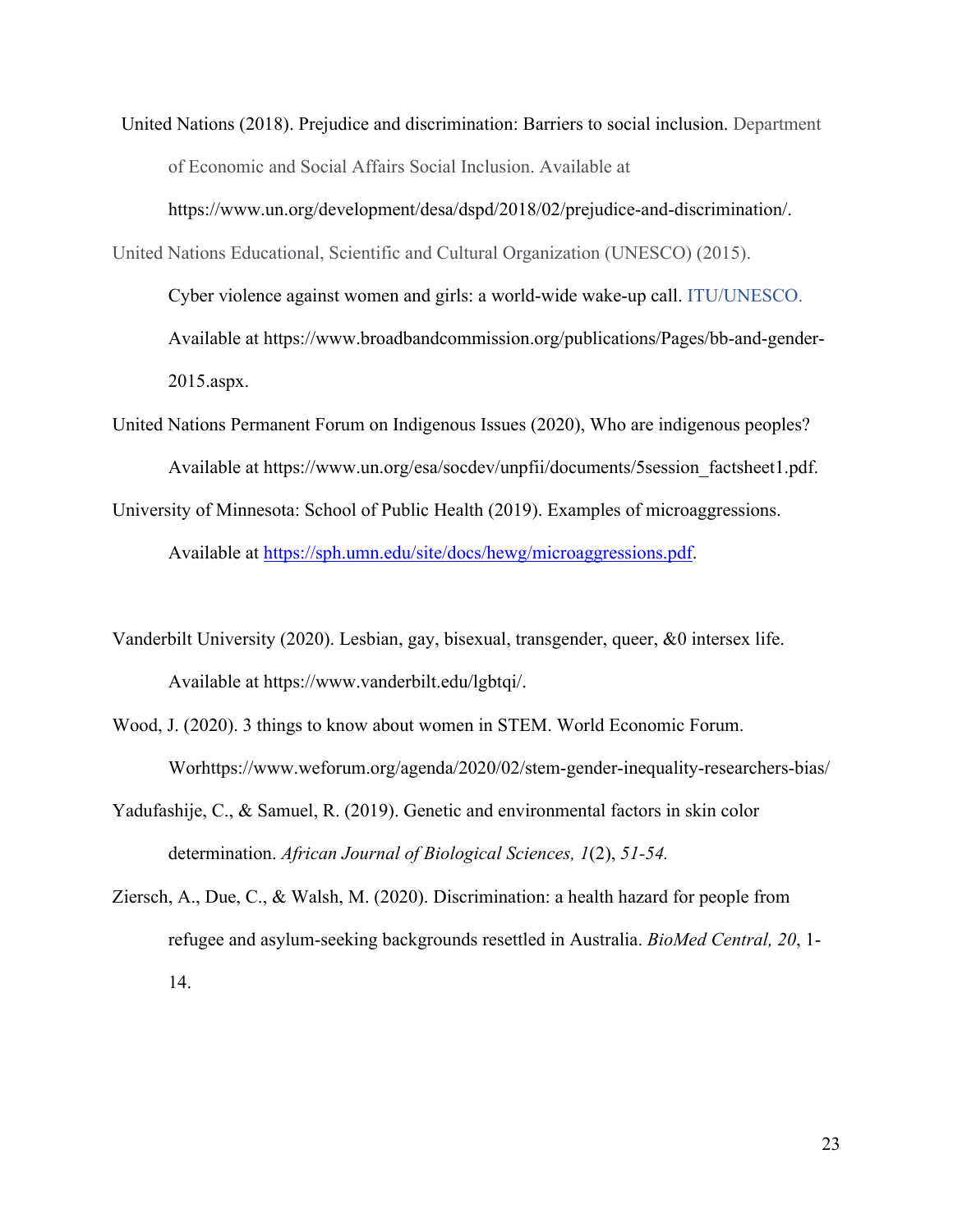United Nations (2018). Prejudice and discrimination: Barriers to social inclusion. Department of Economic and Social Affairs Social Inclusion. Available at https://www.un.org/development/desa/dspd/2018/02/prejudice-and-discrimination/.

United Nations Educational, Scientific and Cultural Organization (UNESCO) (2015). Cyber violence against women and girls: a world-wide wake-up call. ITU/UNESCO. Available at https://www.broadbandcommission.org/publications/Pages/bb-and-gender-2015.aspx.

United Nations Permanent Forum on Indigenous Issues (2020), Who are indigenous peoples? Available at https://www.un.org/esa/socdev/unpfii/documents/5session_factsheet1.pdf.

University of Minnesota: School of Public Health (2019). Examples of microaggressions. Available at https://sph.umn.edu/site/docs/hewg/microaggressions.pdf.

Vanderbilt University (2020). Lesbian, gay, bisexual, transgender, queer, &0 intersex life. Available at https://www.vanderbilt.edu/lgbtqi/.

Wood, J. (2020). 3 things to know about women in STEM. World Economic Forum. Worhttps://www.weforum.org/agenda/2020/02/stem-gender-inequality-researchers-bias/

Yadufashije, C., & Samuel, R. (2019). Genetic and environmental factors in skin color determination. *African Journal of Biological Sciences, 1*(2), *51-54.*

Ziersch, A., Due, C., & Walsh, M. (2020). Discrimination: a health hazard for people from refugee and asylum-seeking backgrounds resettled in Australia. *BioMed Central, 20*, 1-14.